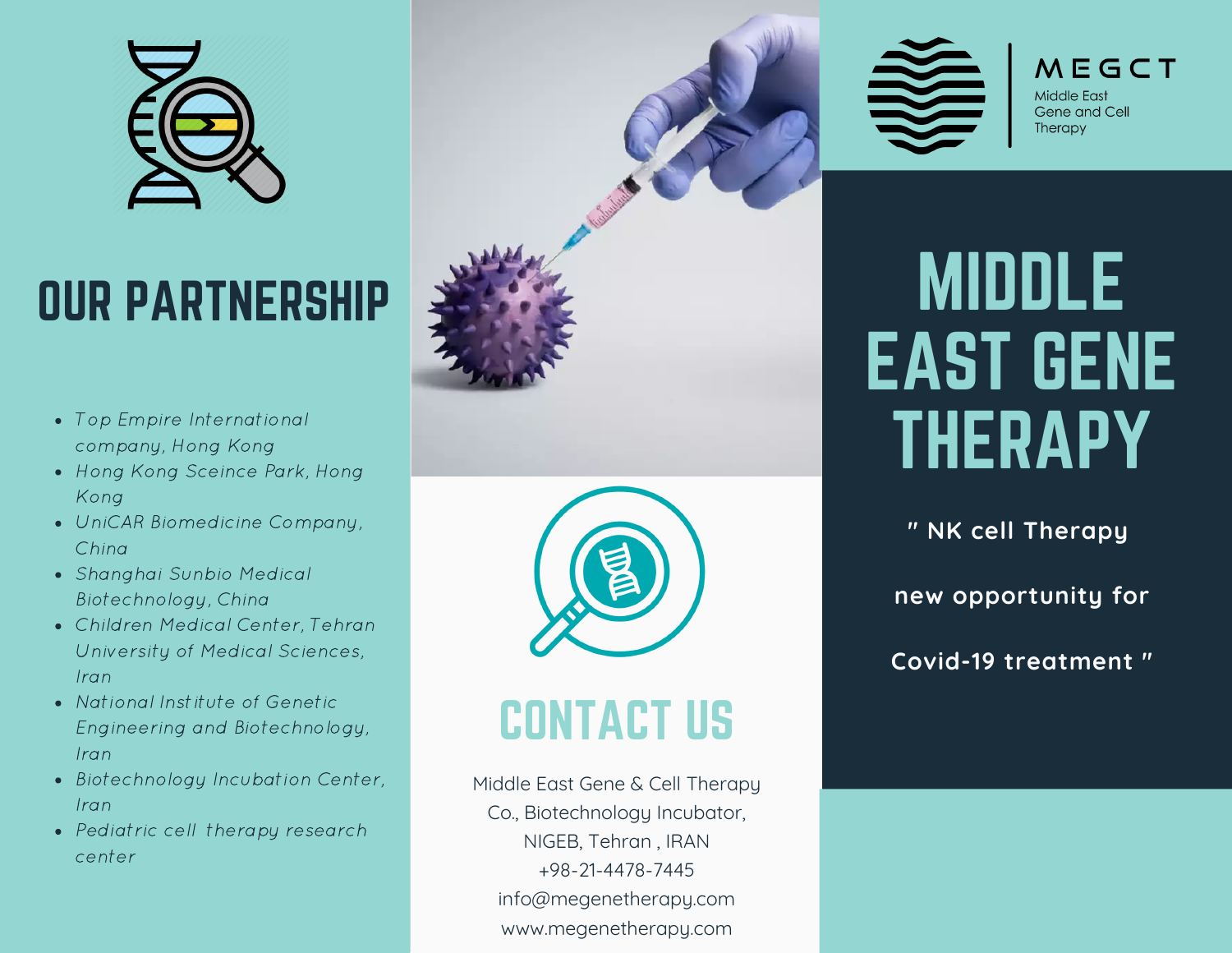# OUR PARTNERSHIP

- Top Empire International company, Hong Kong
- Hong Kong Sceince Park, Hong Kong
- UniCAR Biomedicine Company, China
- Shanghai Sunbio Medical Biotechnology, China
- Children Medical Center, Tehran University of Medical Sciences, Iran
- National Institute of Genetic Engineering and Biotechnology, Iran
- Biotechnology Incubation Center, Iran
- Pediatric cell therapy research center

# CONTACT US

Middle East Gene & Cell Therapy Co., Biotechnology Incubator, NIGEB, Tehran , IRAN
+98-21-4478-7445
info@megenetherapy.com
www.megenetherapy.com

MEGCT
Middle East Gene and Cell Therapy

# MIDDLE EAST GENE THERAPY

" NK cell Therapy

new opportunity for

Covid-19 treatment "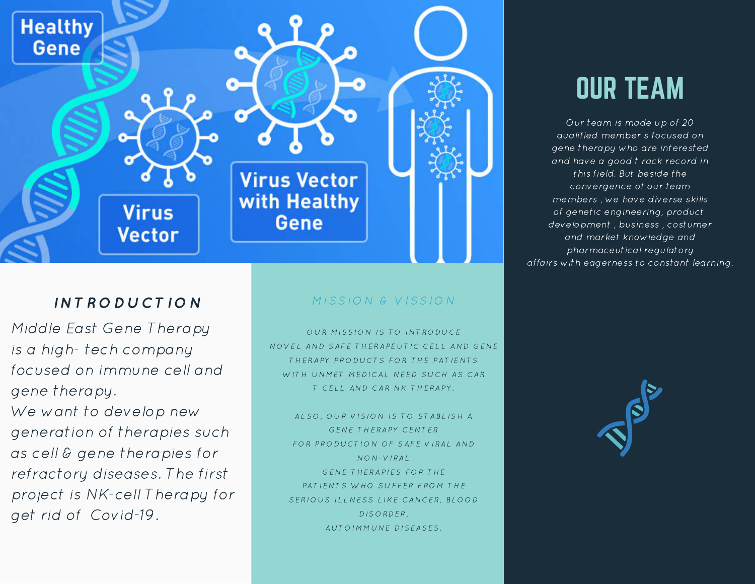## OUR TEAM

*Our team is made up of 20 qualified member s focused on gene therapy who are interested and have a good t rack record in this field. But beside the convergence of our team members , we have diverse skills of genetic engineering, product development , business , costumer and market knowledge and pharmaceutical regulatory affairs with eagerness to constant learning.*

## INTRODUCTION

*Middle East Gene Therapy is a high- tech company focused on immune cell and gene therapy.*
*We want to develop new generation of therapies such as cell & gene therapies for refractory diseases. The first project is NK-cell Therapy for get rid of Covid-19.*

## MISSION & VISSION

*OUR MISSION IS TO INTRODUCE NOVEL AND SAFE THERAPEUTIC CELL AND GENE THERAPY PRODUCTS FOR THE PATIENTS WITH UNMET MEDICAL NEED SUCH AS CAR T CELL AND CAR NK THERAPY.*

*ALSO, OUR VISION IS TO STABLISH A GENE THERAPY CENTER FOR PRODUCTION OF SAFE VIRAL AND NON-VIRAL GENE THERAPIES FOR THE PATIENTS WHO SUFFER FROM THE SERIOUS ILLNESS LIKE CANCER, BLOOD DISORDER, AUTOIMMUNE DISEASES.*